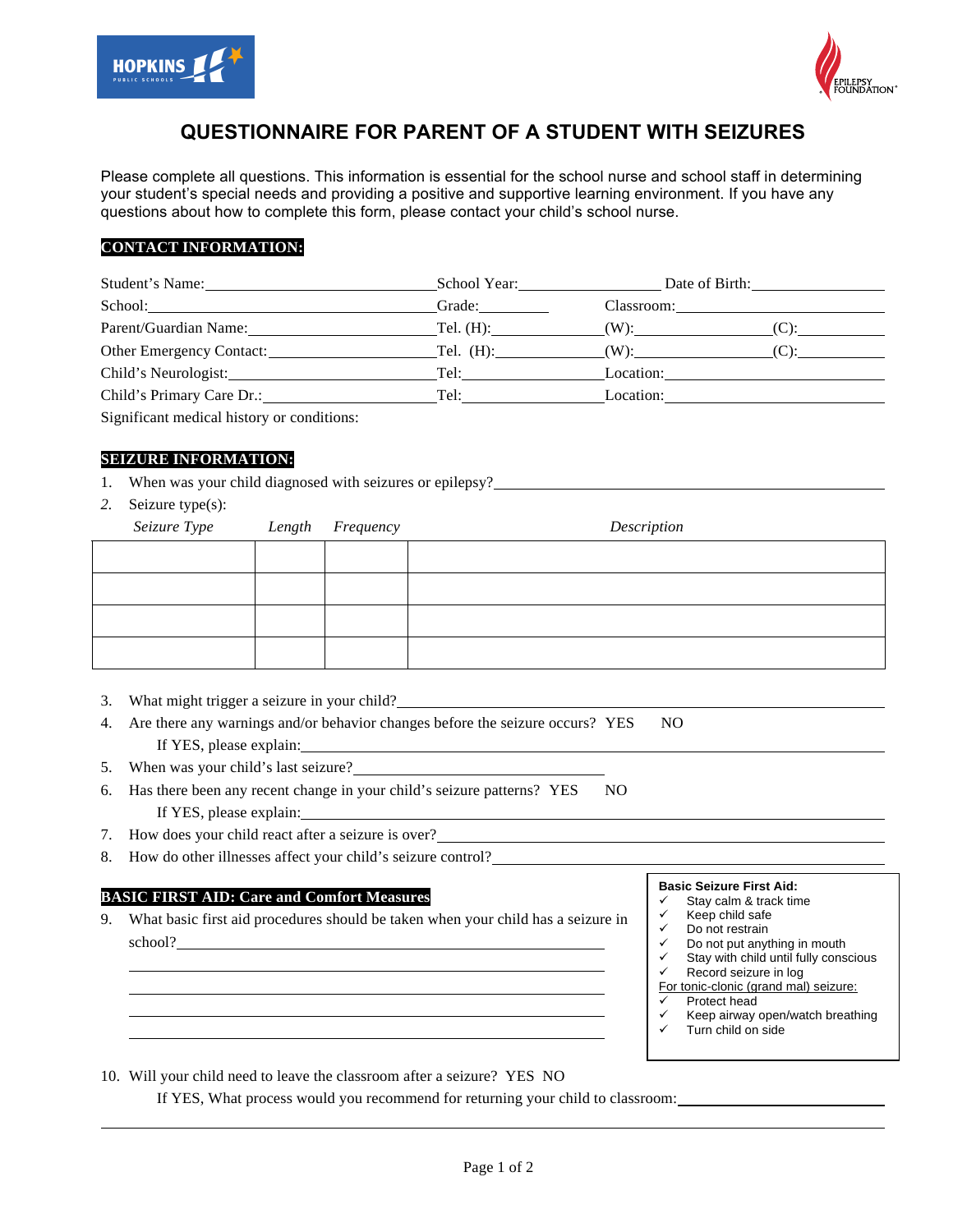# QUESTIONNAIRE FOR PARENT OF A STUDENT WITH SEIZURES

Please complete all questions. This information is essential for the school nurse and school staff in determining your student's special needs and providing a positive and supportive learning environment. If you have any questions about how to complete this form, please contact your child's school nurse.

## CONTACT INFORMATION:

Student's Name:______________________ School Year:______________ Date of Birth:______________

School:______________________ Grade:________ Classroom:______________

Parent/Guardian Name:______________________ Tel. (H):__________ (W):__________ (C):__________

Other Emergency Contact:______________________ Tel. (H):__________ (W):__________ (C):__________

Child's Neurologist:______________________ Tel:__________ Location:______________

Child's Primary Care Dr.:______________________ Tel:__________ Location:______________

Significant medical history or conditions:

## SEIZURE INFORMATION:

1. When was your child diagnosed with seizures or epilepsy?______________________
2. Seizure type(s):

| *Seizure Type* | *Length* | *Frequency* | *Description* |
|---|---|---|---|
| | | | |
| | | | |
| | | | |
| | | | |

3. What might trigger a seizure in your child?______________________
4. Are there any warnings and/or behavior changes before the seizure occurs? YES NO
   If YES, please explain:______________________
5. When was your child's last seizure?______________________
6. Has there been any recent change in your child's seizure patterns? YES NO
   If YES, please explain:______________________
7. How does your child react after a seizure is over?______________________
8. How do other illnesses affect your child's seizure control?______________________

## BASIC FIRST AID: Care and Comfort Measures

9. What basic first aid procedures should be taken when your child has a seizure in school?______________________

**Basic Seizure First Aid:**
- ✓ Stay calm & track time
- ✓ Keep child safe
- ✓ Do not restrain
- ✓ Do not put anything in mouth
- ✓ Stay with child until fully conscious
- ✓ Record seizure in log

For tonic-clonic (grand mal) seizure:
- ✓ Protect head
- ✓ Keep airway open/watch breathing
- ✓ Turn child on side

10. Will your child need to leave the classroom after a seizure? YES NO
    If YES, What process would you recommend for returning your child to classroom:______________________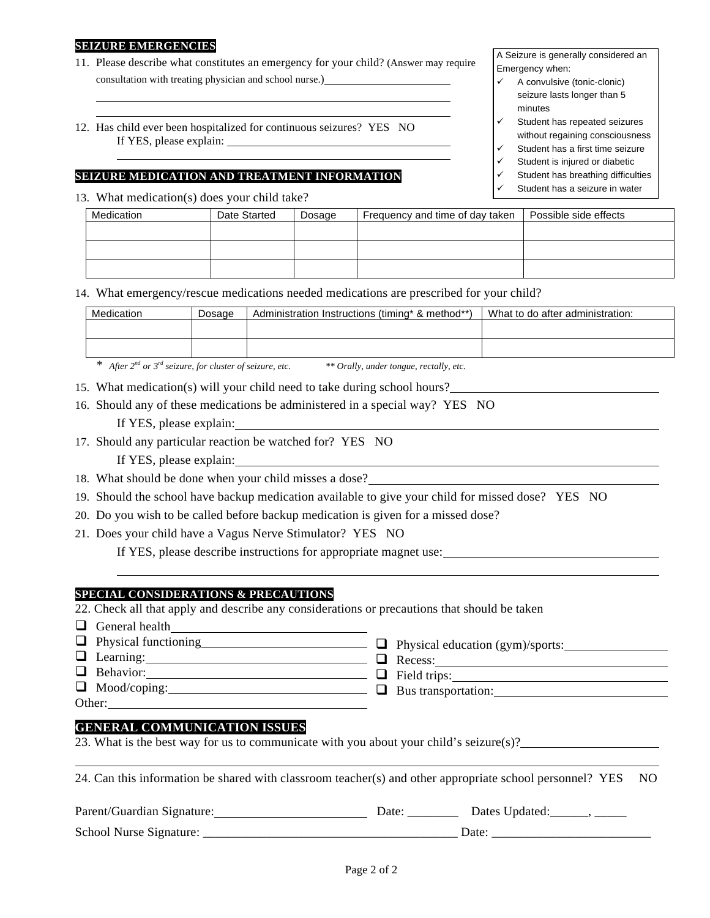## SEIZURE EMERGENCIES

11. Please describe what constitutes an emergency for your child? (Answer may require consultation with treating physician and school nurse.)\_\_\_\_\_\_\_\_\_\_\_\_\_\_\_\_\_\_\_\_\_\_

\_\_\_\_\_\_\_\_\_\_\_\_\_\_\_\_\_\_\_\_\_\_\_\_\_\_\_\_\_\_\_\_\_\_\_\_\_\_\_\_\_\_\_\_\_\_\_\_\_\_\_\_\_\_\_\_\_\_\_\_

\_\_\_\_\_\_\_\_\_\_\_\_\_\_\_\_\_\_\_\_\_\_\_\_\_\_\_\_\_\_\_\_\_\_\_\_\_\_\_\_\_\_\_\_\_\_\_\_\_\_\_\_\_\_\_\_\_\_\_\_

12. Has child ever been hospitalized for continuous seizures? YES NO
    If YES, please explain: \_\_\_\_\_\_\_\_\_\_\_\_\_\_\_\_\_\_\_\_\_\_\_\_\_\_\_\_\_\_\_\_\_\_\_\_\_\_\_\_
    \_\_\_\_\_\_\_\_\_\_\_\_\_\_\_\_\_\_\_\_\_\_\_\_\_\_\_\_\_\_\_\_\_\_\_\_\_\_\_\_\_\_\_\_\_\_\_\_\_\_\_\_\_\_\_\_\_\_\_\_

A Seizure is generally considered an Emergency when:

- ✓ A convulsive (tonic-clonic) seizure lasts longer than 5 minutes
- ✓ Student has repeated seizures without regaining consciousness
- ✓ Student has a first time seizure
- ✓ Student is injured or diabetic
- ✓ Student has breathing difficulties
- ✓ Student has a seizure in water

## SEIZURE MEDICATION AND TREATMENT INFORMATION

13. What medication(s) does your child take?

| Medication | Date Started | Dosage | Frequency and time of day taken | Possible side effects |
|---|---|---|---|---|
| | | | | |
| | | | | |
| | | | | |

14. What emergency/rescue medications needed medications are prescribed for your child?

| Medication | Dosage | Administration Instructions (timing* & method**) | What to do after administration: |
|---|---|---|---|
| | | | |
| | | | |

\* *After 2nd or 3rd seizure, for cluster of seizure, etc.* \*\* *Orally, under tongue, rectally, etc.*

15. What medication(s) will your child need to take during school hours?\_\_\_\_\_\_\_\_\_\_\_\_\_\_\_\_\_\_\_\_\_\_\_\_\_\_\_\_\_\_\_\_\_\_
16. Should any of these medications be administered in a special way? YES NO
    If YES, please explain:\_\_\_\_\_\_\_\_\_\_\_\_\_\_\_\_\_\_\_\_\_\_\_\_\_\_\_\_\_\_\_\_\_\_\_\_\_\_\_\_\_\_\_\_\_\_\_\_\_\_\_\_\_\_\_\_\_\_\_\_\_\_\_\_\_\_\_\_\_\_
17. Should any particular reaction be watched for? YES NO
    If YES, please explain:\_\_\_\_\_\_\_\_\_\_\_\_\_\_\_\_\_\_\_\_\_\_\_\_\_\_\_\_\_\_\_\_\_\_\_\_\_\_\_\_\_\_\_\_\_\_\_\_\_\_\_\_\_\_\_\_\_\_\_\_\_\_\_\_\_\_\_\_\_\_
18. What should be done when your child misses a dose?\_\_\_\_\_\_\_\_\_\_\_\_\_\_\_\_\_\_\_\_\_\_\_\_\_\_\_\_\_\_\_\_\_\_\_\_\_\_\_\_\_\_\_\_\_\_
19. Should the school have backup medication available to give your child for missed dose? YES NO
20. Do you wish to be called before backup medication is given for a missed dose?
21. Does your child have a Vagus Nerve Stimulator? YES NO
    If YES, please describe instructions for appropriate magnet use:\_\_\_\_\_\_\_\_\_\_\_\_\_\_\_\_\_\_\_\_\_\_\_\_\_\_\_\_\_\_\_\_\_\_\_\_\_
    \_\_\_\_\_\_\_\_\_\_\_\_\_\_\_\_\_\_\_\_\_\_\_\_\_\_\_\_\_\_\_\_\_\_\_\_\_\_\_\_\_\_\_\_\_\_\_\_\_\_\_\_\_\_\_\_\_\_\_\_\_\_\_\_\_\_\_\_\_\_\_\_\_\_\_\_\_\_\_\_\_\_\_\_\_\_

## SPECIAL CONSIDERATIONS & PRECAUTIONS

22. Check all that apply and describe any considerations or precautions that should be taken

- ☐ General health\_\_\_\_\_\_\_\_\_\_\_\_\_\_\_\_\_\_\_\_\_\_\_\_\_\_\_\_\_\_\_\_
- ☐ Physical functioning\_\_\_\_\_\_\_\_\_\_\_\_\_\_\_\_\_\_\_\_\_\_\_\_\_\_\_
- ☐ Learning:\_\_\_\_\_\_\_\_\_\_\_\_\_\_\_\_\_\_\_\_\_\_\_\_\_\_\_\_\_\_\_\_\_\_\_\_
- ☐ Behavior:\_\_\_\_\_\_\_\_\_\_\_\_\_\_\_\_\_\_\_\_\_\_\_\_\_\_\_\_\_\_\_\_\_\_\_\_
- ☐ Mood/coping:\_\_\_\_\_\_\_\_\_\_\_\_\_\_\_\_\_\_\_\_\_\_\_\_\_\_\_\_\_\_\_\_
- ☐ Physical education (gym)/sports:\_\_\_\_\_\_\_\_\_\_\_\_\_\_\_\_\_
- ☐ Recess:\_\_\_\_\_\_\_\_\_\_\_\_\_\_\_\_\_\_\_\_\_\_\_\_\_\_\_\_\_\_\_\_\_\_\_\_\_\_
- ☐ Field trips:\_\_\_\_\_\_\_\_\_\_\_\_\_\_\_\_\_\_\_\_\_\_\_\_\_\_\_\_\_\_\_\_\_\_\_
- ☐ Bus transportation:\_\_\_\_\_\_\_\_\_\_\_\_\_\_\_\_\_\_\_\_\_\_\_\_\_\_\_\_\_

Other:\_\_\_\_\_\_\_\_\_\_\_\_\_\_\_\_\_\_\_\_\_\_\_\_\_\_\_\_\_\_\_\_\_\_\_\_\_\_\_\_\_\_\_\_\_

## GENERAL COMMUNICATION ISSUES

23. What is the best way for us to communicate with you about your child's seizure(s)?\_\_\_\_\_\_\_\_\_\_\_\_\_\_\_\_\_\_\_\_\_\_

\_\_\_\_\_\_\_\_\_\_\_\_\_\_\_\_\_\_\_\_\_\_\_\_\_\_\_\_\_\_\_\_\_\_\_\_\_\_\_\_\_\_\_\_\_\_\_\_\_\_\_\_\_\_\_\_\_\_\_\_\_\_\_\_\_\_\_\_\_\_\_\_\_\_\_\_\_\_\_\_\_\_\_\_\_\_\_\_\_\_

24. Can this information be shared with classroom teacher(s) and other appropriate school personnel? YES NO

Parent/Guardian Signature:\_\_\_\_\_\_\_\_\_\_\_\_\_\_\_\_\_\_\_\_\_\_\_\_\_ Date: \_\_\_\_\_\_\_\_ Dates Updated:\_\_\_\_\_\_, \_\_\_\_\_

School Nurse Signature: \_\_\_\_\_\_\_\_\_\_\_\_\_\_\_\_\_\_\_\_\_\_\_\_\_\_\_\_\_\_\_\_\_\_\_\_\_\_\_\_\_ Date: \_\_\_\_\_\_\_\_\_\_\_\_\_\_\_\_\_\_\_\_\_\_\_\_\_\_